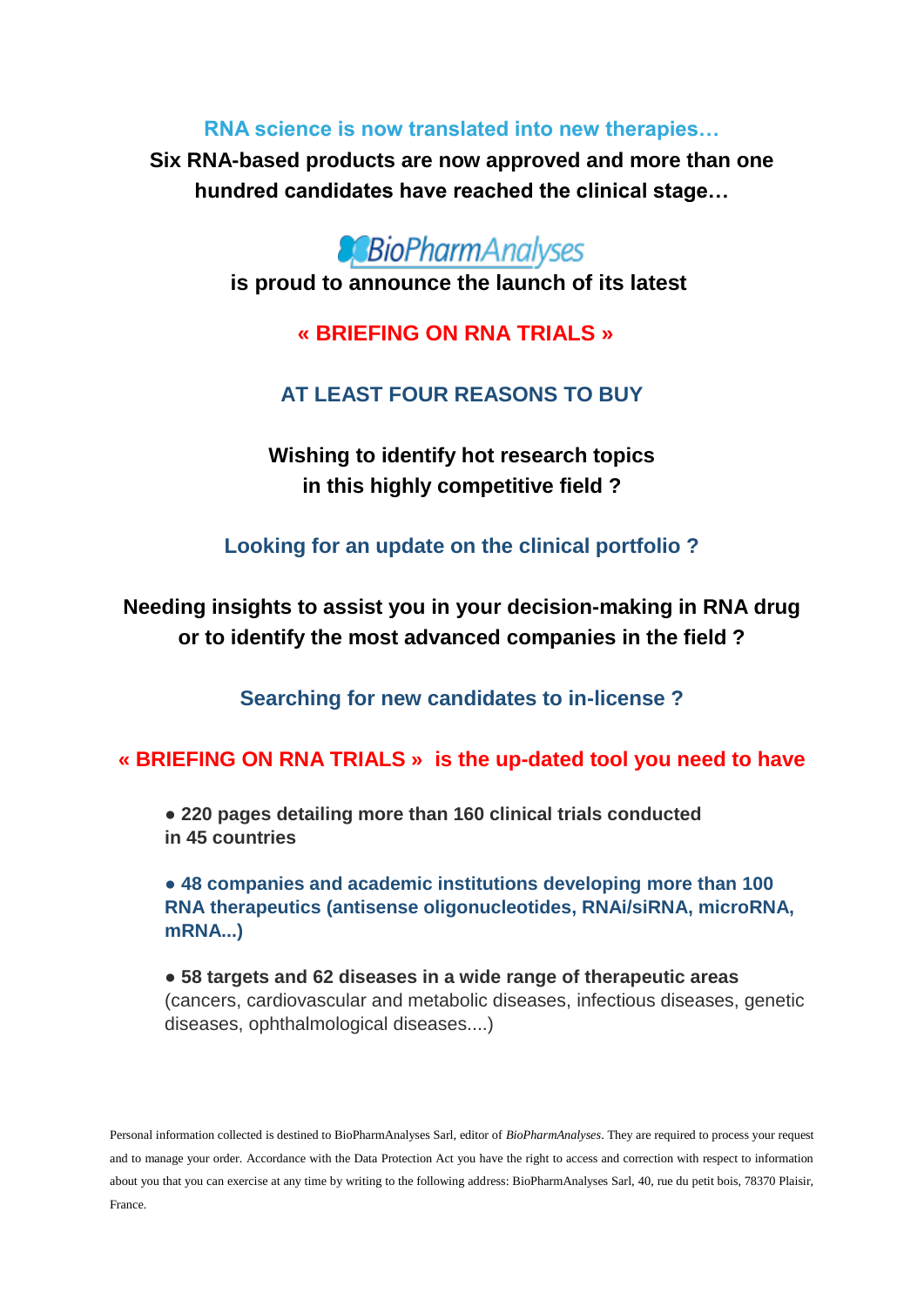**RNA science is now translated into new therapies…**

**Six RNA-based products are now approved and more than one hundred candidates have reached the clinical stage…**

**BioPharmAnalyses**

**is proud to announce the launch of its latest**

# « BRIEFING ON RNA TRIALS »

## AT LEAST FOUR REASONS TO BUY

**Wishing to identify hot research topics in this highly competitive field ?**

**Looking for an update on the clinical portfolio ?**

**Needing insights to assist you in your decision-making in RNA drug or to identify the most advanced companies in the field ?**

**Searching for new candidates to in-license ?**

**« BRIEFING ON RNA TRIALS » is the up-dated tool you need to have**

- **220 pages detailing more than 160 clinical trials conducted in 45 countries**
- **48 companies and academic institutions developing more than 100 RNA therapeutics (antisense oligonucleotides, RNAi/siRNA, microRNA, mRNA...)**
- **58 targets and 62 diseases in a wide range of therapeutic areas** (cancers, cardiovascular and metabolic diseases, infectious diseases, genetic diseases, ophthalmological diseases....)

Personal information collected is destined to BioPharmAnalyses Sarl, editor of *BioPharmAnalyses*. They are required to process your request and to manage your order. Accordance with the Data Protection Act you have the right to access and correction with respect to information about you that you can exercise at any time by writing to the following address: BioPharmAnalyses Sarl, 40, rue du petit bois, 78370 Plaisir, France.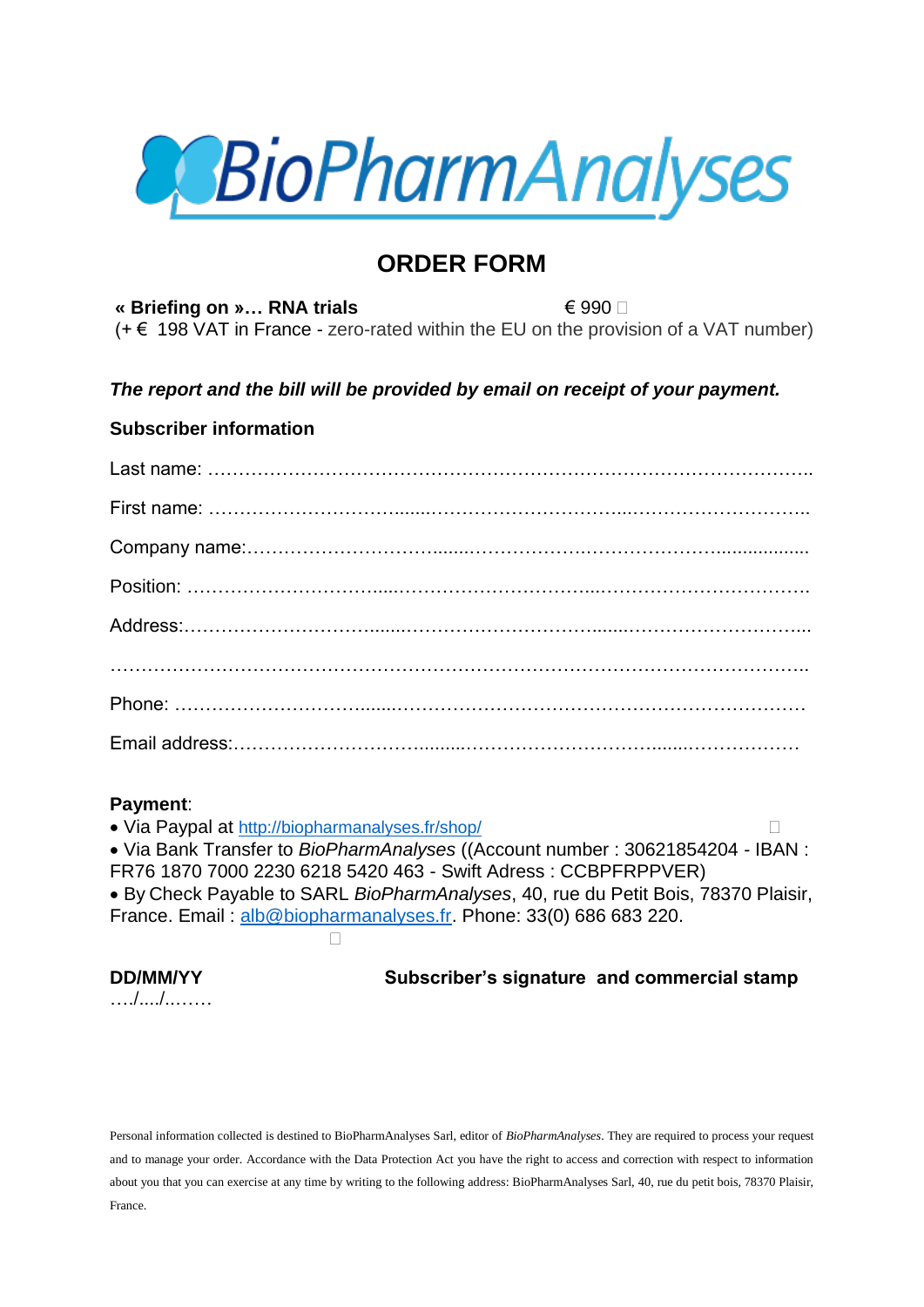BioPharmAnalyses

# ORDER FORM

**« Briefing on »… RNA trials** € 990 ☐
(+ € 198 VAT in France - zero-rated within the EU on the provision of a VAT number)

***The report and the bill will be provided by email on receipt of your payment.***

**Subscriber information**

Last name: ……………………………………………………………………………………..

First name: ……………………………......…………………………...………………………..

Company name:…………………………......……………….………………….................

Position: …………………………....…………………………...…………………………….

Address:……………………………......……………………………......………………………...

…………………………………………………………………………………………………..

Phone: …………………………......…………………………………………………………

Email address:…………………………........……………………………......………………

**Payment**:

- Via Paypal at http://biopharmanalyses.fr/shop/ ☐
- Via Bank Transfer to *BioPharmAnalyses* ((Account number : 30621854204 - IBAN : FR76 1870 7000 2230 6218 5420 463 - Swift Adress : CCBPFRPPVER)
- By Check Payable to SARL *BioPharmAnalyses*, 40, rue du Petit Bois, 78370 Plaisir, France. Email : alb@biopharmanalyses.fr. Phone: 33(0) 686 683 220.

☐

**DD/MM/YY** **Subscriber's signature and commercial stamp**

…./…./..……

Personal information collected is destined to BioPharmAnalyses Sarl, editor of *BioPharmAnalyses*. They are required to process your request and to manage your order. Accordance with the Data Protection Act you have the right to access and correction with respect to information about you that you can exercise at any time by writing to the following address: BioPharmAnalyses Sarl, 40, rue du petit bois, 78370 Plaisir, France.